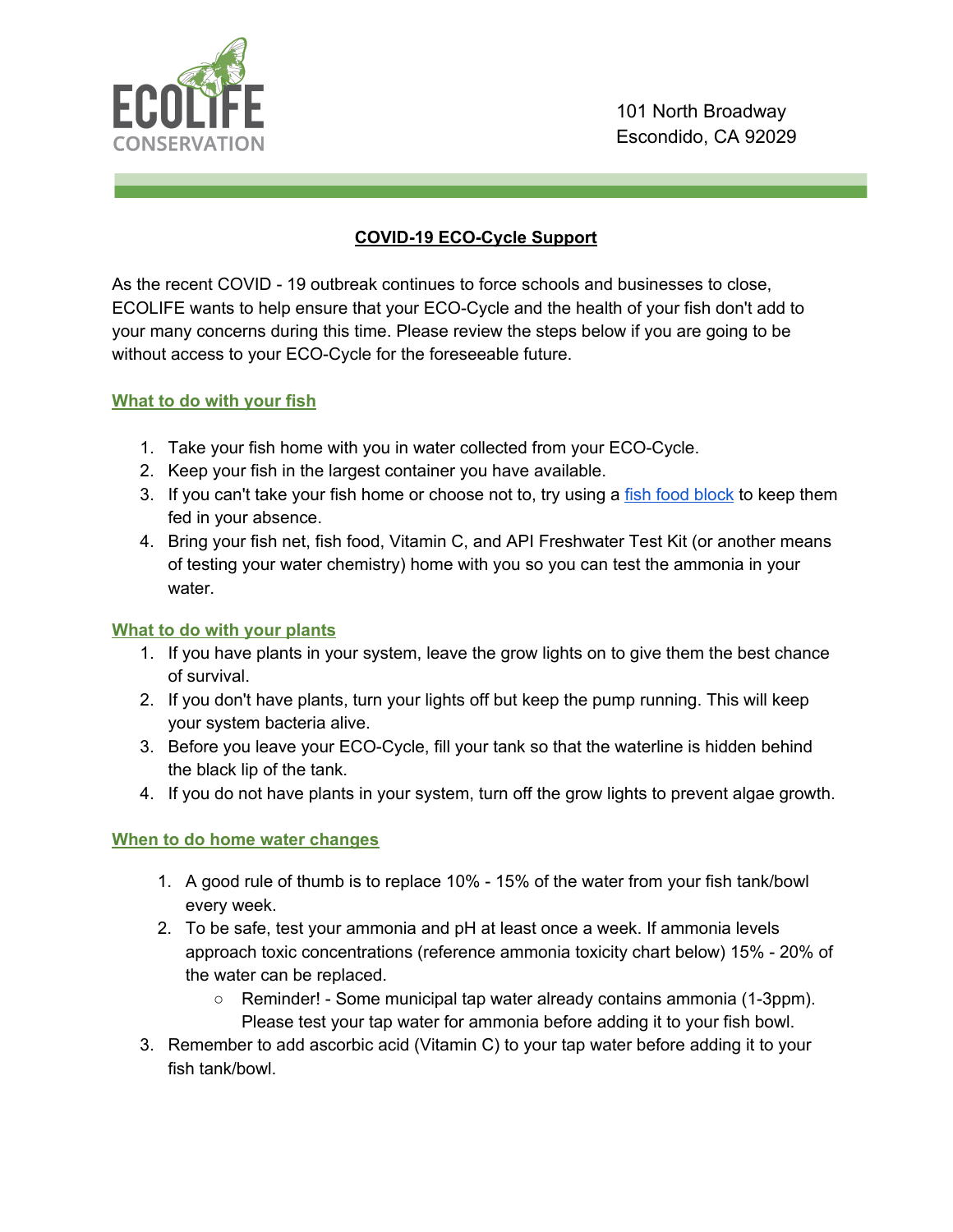ECOLIFE CONSERVATION

101 North Broadway
Escondido, CA 92029

## COVID-19 ECO-Cycle Support

As the recent COVID - 19 outbreak continues to force schools and businesses to close, ECOLIFE wants to help ensure that your ECO-Cycle and the health of your fish don't add to your many concerns during this time. Please review the steps below if you are going to be without access to your ECO-Cycle for the foreseeable future.

### What to do with your fish

1. Take your fish home with you in water collected from your ECO-Cycle.
2. Keep your fish in the largest container you have available.
3. If you can't take your fish home or choose not to, try using a fish food block to keep them fed in your absence.
4. Bring your fish net, fish food, Vitamin C, and API Freshwater Test Kit (or another means of testing your water chemistry) home with you so you can test the ammonia in your water.

### What to do with your plants

1. If you have plants in your system, leave the grow lights on to give them the best chance of survival.
2. If you don't have plants, turn your lights off but keep the pump running. This will keep your system bacteria alive.
3. Before you leave your ECO-Cycle, fill your tank so that the waterline is hidden behind the black lip of the tank.
4. If you do not have plants in your system, turn off the grow lights to prevent algae growth.

### When to do home water changes

1. A good rule of thumb is to replace 10% - 15% of the water from your fish tank/bowl every week.
2. To be safe, test your ammonia and pH at least once a week. If ammonia levels approach toxic concentrations (reference ammonia toxicity chart below) 15% - 20% of the water can be replaced.
   - Reminder! - Some municipal tap water already contains ammonia (1-3ppm). Please test your tap water for ammonia before adding it to your fish bowl.
3. Remember to add ascorbic acid (Vitamin C) to your tap water before adding it to your fish tank/bowl.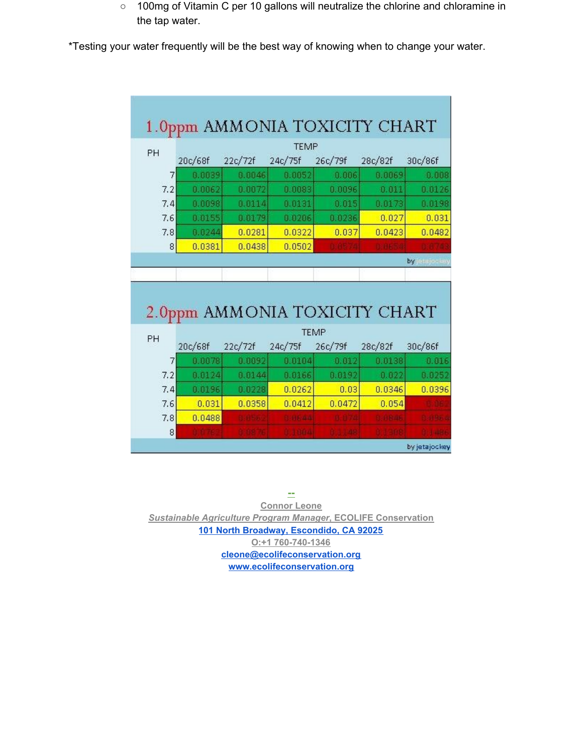- 100mg of Vitamin C per 10 gallons will neutralize the chlorine and chloramine in the tap water.

*Testing your water frequently will be the best way of knowing when to change your water.

## 1.0ppm AMMONIA TOXICITY CHART

| PH | 20c/68f | 22c/72f | 24c/75f | 26c/79f | 28c/82f | 30c/86f |
|---|---|---|---|---|---|---|
| 7 | 0.0039 | 0.0046 | 0.0052 | 0.006 | 0.0069 | 0.008 |
| 7.2 | 0.0062 | 0.0072 | 0.0083 | 0.0096 | 0.011 | 0.0126 |
| 7.4 | 0.0098 | 0.0114 | 0.0131 | 0.015 | 0.0173 | 0.0198 |
| 7.6 | 0.0155 | 0.0179 | 0.0206 | 0.0236 | 0.027 | 0.031 |
| 7.8 | 0.0244 | 0.0281 | 0.0322 | 0.037 | 0.0423 | 0.0482 |
| 8 | 0.0381 | 0.0438 | 0.0502 | 0.0574 | 0.0654 | 0.0743 |

by jetajockey

## 2.0ppm AMMONIA TOXICITY CHART

| PH | 20c/68f | 22c/72f | 24c/75f | 26c/79f | 28c/82f | 30c/86f |
|---|---|---|---|---|---|---|
| 7 | 0.0078 | 0.0092 | 0.0104 | 0.012 | 0.0138 | 0.016 |
| 7.2 | 0.0124 | 0.0144 | 0.0166 | 0.0192 | 0.022 | 0.0252 |
| 7.4 | 0.0196 | 0.0228 | 0.0262 | 0.03 | 0.0346 | 0.0396 |
| 7.6 | 0.031 | 0.0358 | 0.0412 | 0.0472 | 0.054 | 0.062 |
| 7.8 | 0.0488 | 0.0562 | 0.0644 | 0.074 | 0.0846 | 0.0964 |
| 8 | 0.0762 | 0.0876 | 0.1004 | 0.1148 | 0.1308 | 0.1486 |

by jetajockey

--

Connor Leone

*Sustainable Agriculture Program Manager*, ECOLIFE Conservation

101 North Broadway, Escondido, CA 92025

O:+1 760-740-1346

cleone@ecolifeconservation.org

www.ecolifeconservation.org